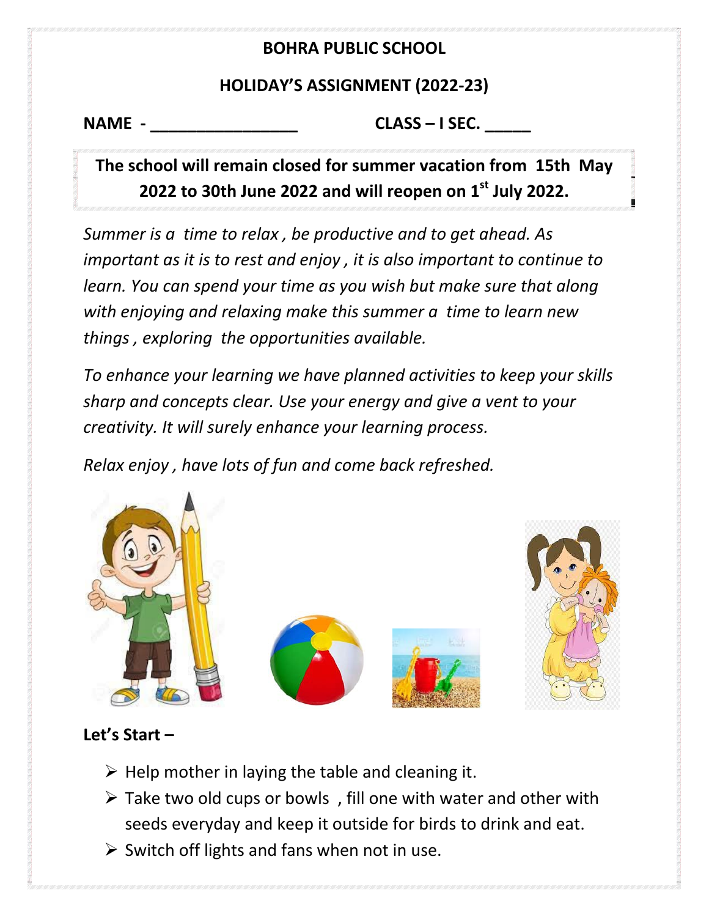# BOHRA PUBLIC SCHOOL

## HOLIDAY'S ASSIGNMENT (2022-23)

**NAME - _________________** **CLASS – I SEC. _____**

**The school will remain closed for summer vacation from 15th May 2022 to 30th June 2022 and will reopen on 1st July 2022.**

*Summer is a time to relax , be productive and to get ahead. As important as it is to rest and enjoy , it is also important to continue to learn. You can spend your time as you wish but make sure that along with enjoying and relaxing make this summer a time to learn new things , exploring the opportunities available.*

*To enhance your learning we have planned activities to keep your skills sharp and concepts clear. Use your energy and give a vent to your creativity. It will surely enhance your learning process.*

*Relax enjoy , have lots of fun and come back refreshed.*

**Let's Start –**

- Help mother in laying the table and cleaning it.
- Take two old cups or bowls , fill one with water and other with seeds everyday and keep it outside for birds to drink and eat.
- Switch off lights and fans when not in use.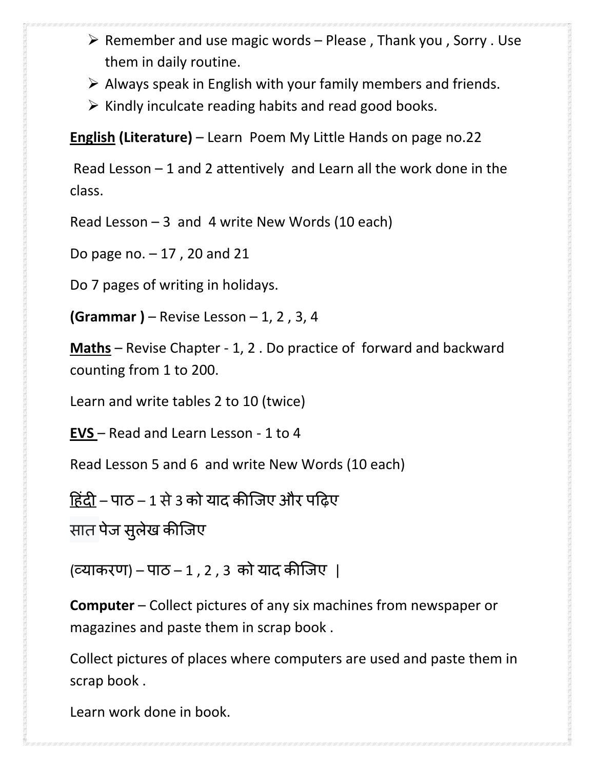- Remember and use magic words – Please , Thank you , Sorry . Use them in daily routine.
- Always speak in English with your family members and friends.
- Kindly inculcate reading habits and read good books.

**English (Literature)** – Learn Poem My Little Hands on page no.22

Read Lesson – 1 and 2 attentively and Learn all the work done in the class.

Read Lesson – 3 and 4 write New Words (10 each)

Do page no. – 17 , 20 and 21

Do 7 pages of writing in holidays.

**(Grammar )** – Revise Lesson – 1, 2 , 3, 4

**Maths** – Revise Chapter - 1, 2 . Do practice of forward and backward counting from 1 to 200.

Learn and write tables 2 to 10 (twice)

**EVS** – Read and Learn Lesson - 1 to 4

Read Lesson 5 and 6 and write New Words (10 each)

हिंदी – पाठ – 1 से 3 को याद कीजिए और पढ़िए

सात पेज सुलेख कीजिए

(व्याकरण) – पाठ – 1 , 2 , 3 को याद कीजिए |

**Computer** – Collect pictures of any six machines from newspaper or magazines and paste them in scrap book .

Collect pictures of places where computers are used and paste them in scrap book .

Learn work done in book.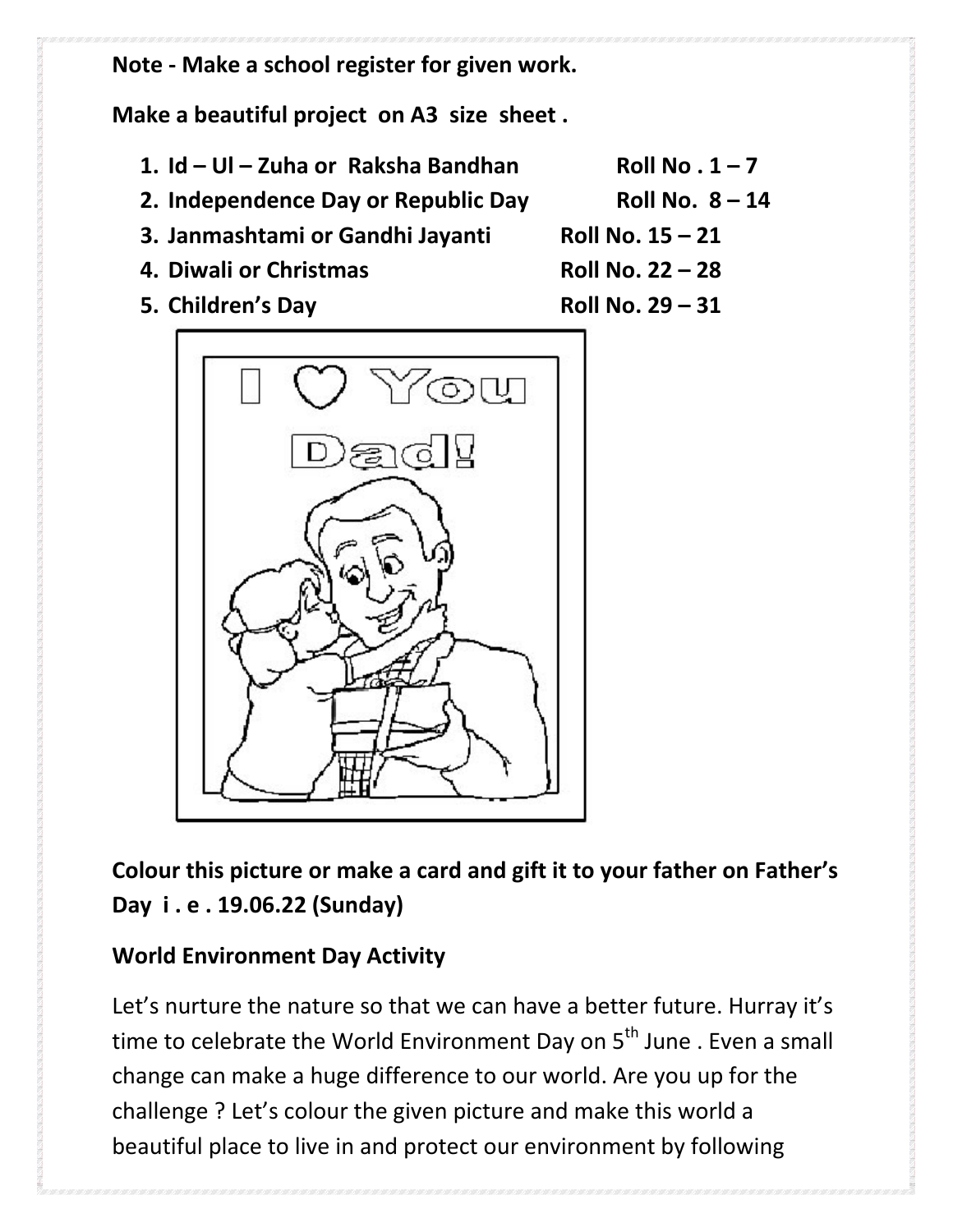**Note - Make a school register for given work.**

**Make a beautiful project on A3 size sheet .**

1. **Id – Ul – Zuha or Raksha Bandhan — Roll No . 1 – 7**
2. **Independence Day or Republic Day — Roll No. 8 – 14**
3. **Janmashtami or Gandhi Jayanti — Roll No. 15 – 21**
4. **Diwali or Christmas — Roll No. 22 – 28**
5. **Children's Day — Roll No. 29 – 31**

**Colour this picture or make a card and gift it to your father on Father's Day i . e . 19.06.22 (Sunday)**

**World Environment Day Activity**

Let's nurture the nature so that we can have a better future. Hurray it's time to celebrate the World Environment Day on 5th June . Even a small change can make a huge difference to our world. Are you up for the challenge ? Let's colour the given picture and make this world a beautiful place to live in and protect our environment by following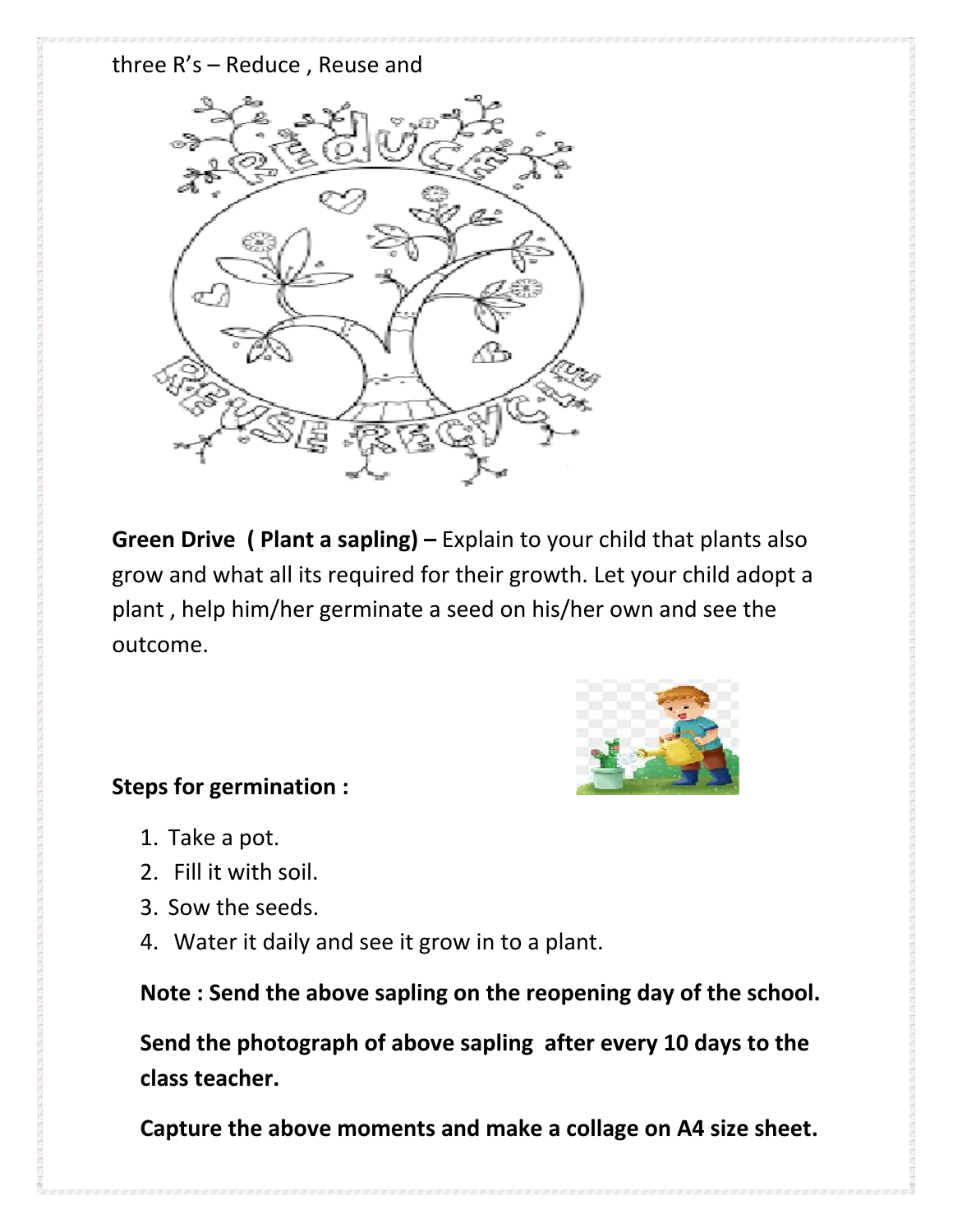three R's – Reduce , Reuse and

**Green Drive ( Plant a sapling) –** Explain to your child that plants also grow and what all its required for their growth. Let your child adopt a plant , help him/her germinate a seed on his/her own and see the outcome.

**Steps for germination :**

1. Take a pot.
2. Fill it with soil.
3. Sow the seeds.
4. Water it daily and see it grow in to a plant.

**Note : Send the above sapling on the reopening day of the school.**

**Send the photograph of above sapling after every 10 days to the class teacher.**

**Capture the above moments and make a collage on A4 size sheet.**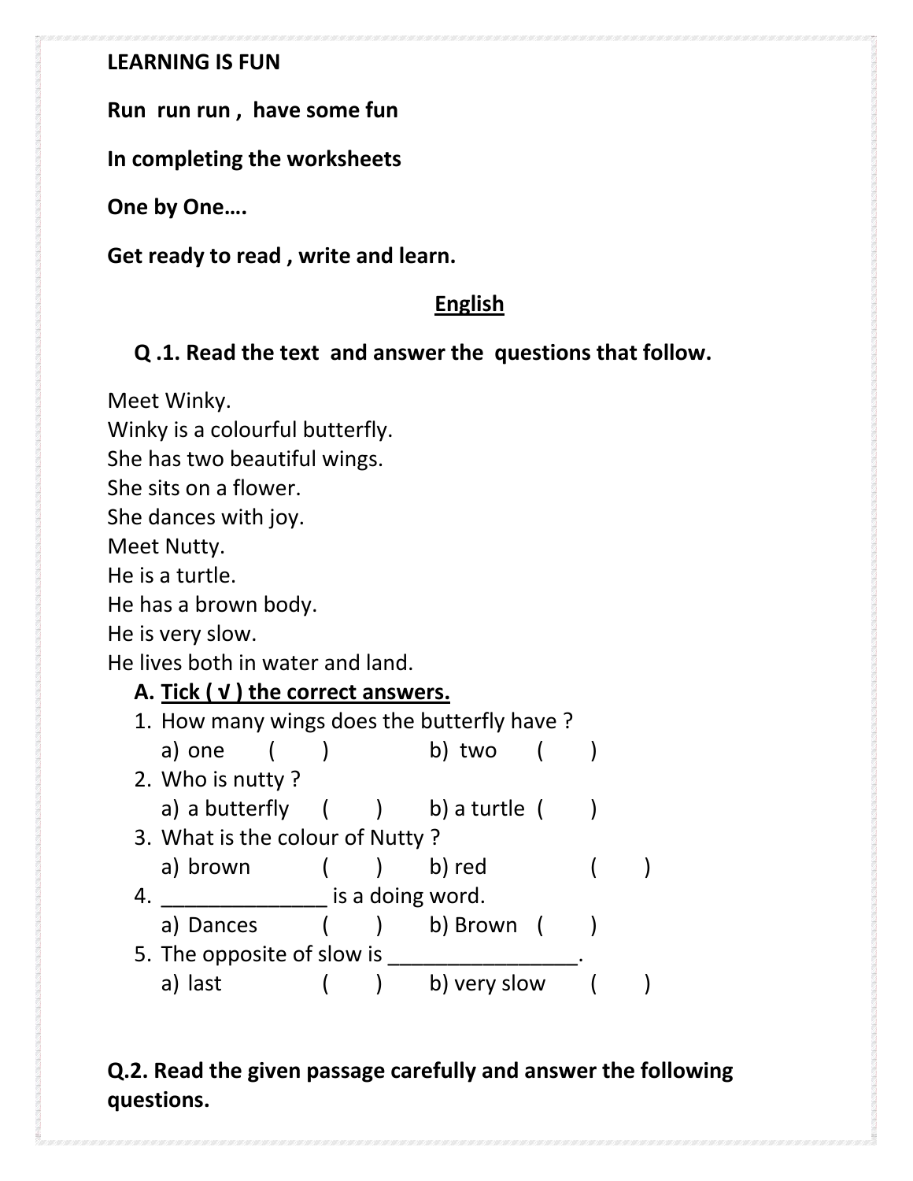**LEARNING IS FUN**

**Run run run , have some fun**

**In completing the worksheets**

**One by One….**

**Get ready to read , write and learn.**

## English

**Q .1. Read the text and answer the questions that follow.**

Meet Winky.
Winky is a colourful butterfly.
She has two beautiful wings.
She sits on a flower.
She dances with joy.
Meet Nutty.
He is a turtle.
He has a brown body.
He is very slow.
He lives both in water and land.

**A. Tick ( √ ) the correct answers.**

1. How many wings does the butterfly have ?
   a) one ( ) b) two ( )
2. Who is nutty ?
   a) a butterfly ( ) b) a turtle ( )
3. What is the colour of Nutty ?
   a) brown ( ) b) red ( )
4. ______________ is a doing word.
   a) Dances ( ) b) Brown ( )
5. The opposite of slow is ________________.
   a) last ( ) b) very slow ( )

**Q.2. Read the given passage carefully and answer the following questions.**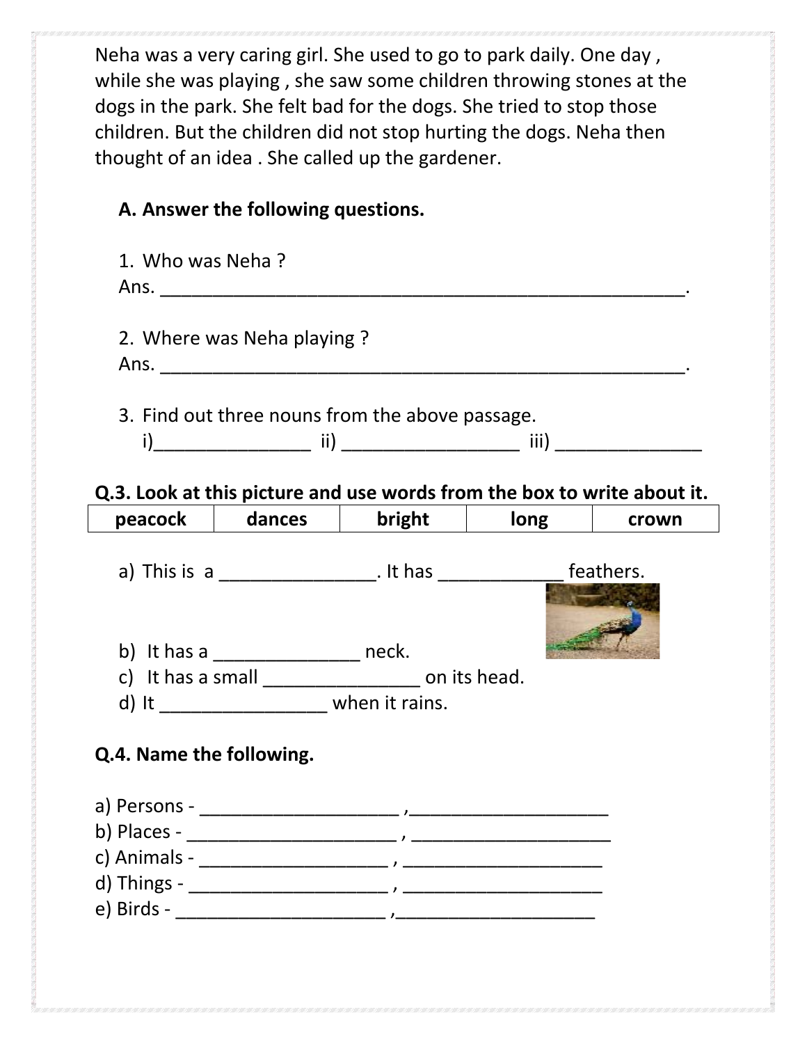Neha was a very caring girl. She used to go to park daily. One day , while she was playing , she saw some children throwing stones at the dogs in the park. She felt bad for the dogs. She tried to stop those children. But the children did not stop hurting the dogs. Neha then thought of an idea . She called up the gardener.

**A. Answer the following questions.**

1. Who was Neha ?
   Ans. ____________________________________________________.

2. Where was Neha playing ?
   Ans. ____________________________________________________.

3. Find out three nouns from the above passage.
   i)_______________ ii) _________________ iii) ______________

**Q.3. Look at this picture and use words from the box to write about it.**

| peacock | dances | bright | long | crown |
|---|---|---|---|---|

a) This is a _______________. It has ____________ feathers.

b) It has a ______________ neck.

c) It has a small _______________ on its head.

d) It ________________ when it rains.

**Q.4. Name the following.**

a) Persons - ____________________ ,____________________

b) Places - ______________________ , ____________________

c) Animals - ___________________ , ____________________

d) Things - ____________________ , ____________________

e) Birds - _____________________ ,____________________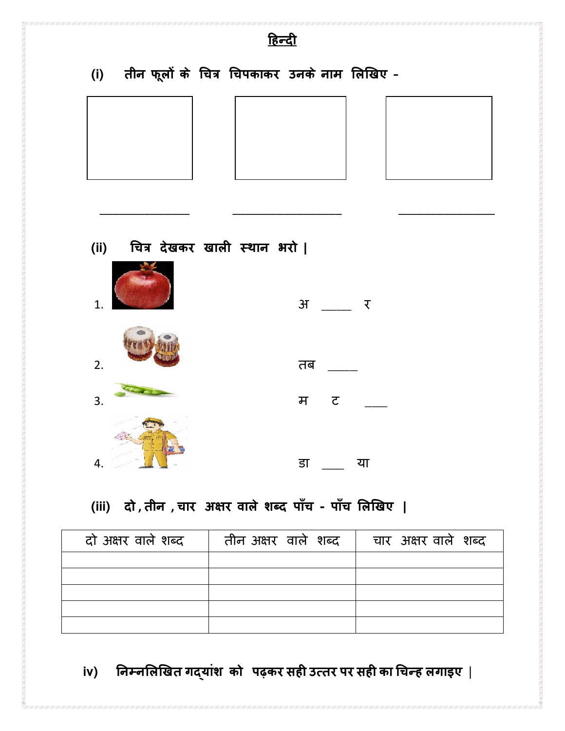# हिन्दी

**(i) तीन फूलों के चित्र चिपकाकर उनके नाम लिखिए -**

______________ ________________ ______________

**(ii) चित्र देखकर खाली स्थान भरो |**

1. अ ____ र
2. तब ____
3. म ट ___
4. डा ___ या

**(iii) दो , तीन , चार अक्षर वाले शब्द पाँच - पाँच लिखिए |**

| दो अक्षर वाले शब्द | तीन अक्षर वाले शब्द | चार अक्षर वाले शब्द |
|---|---|---|
| | | |
| | | |
| | | |
| | | |
| | | |

**iv) निम्नलिखित गद्यांश को पढ़कर सही उत्तर पर सही का चिन्ह लगाइए |**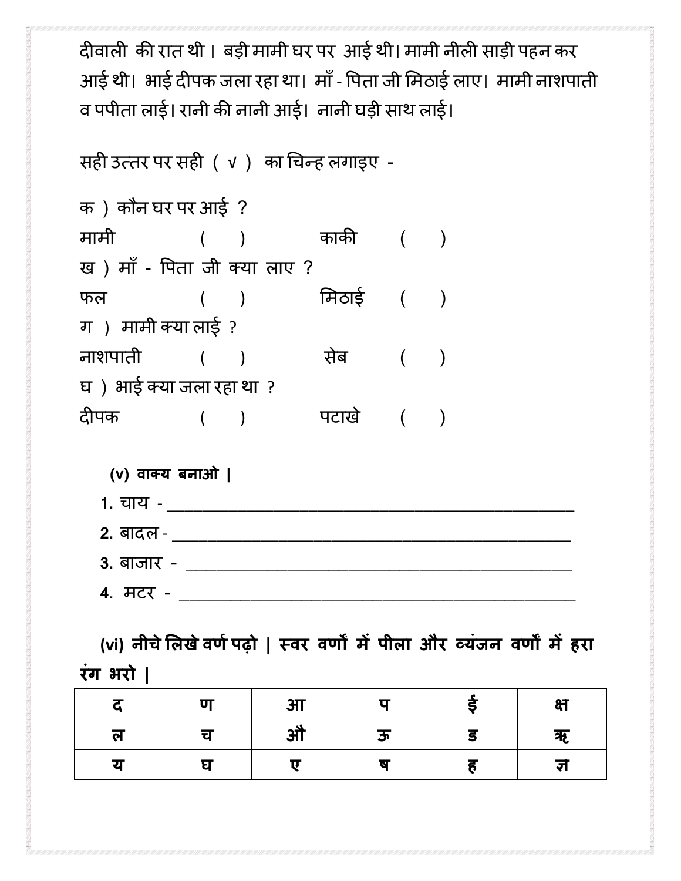दीवाली की रात थी। बड़ी मामी घर पर आई थी। मामी नीली साड़ी पहन कर आई थी। भाई दीपक जला रहा था। माँ - पिता जी मिठाई लाए। मामी नाशपाती व पपीता लाई। रानी की नानी आई। नानी घड़ी साथ लाई।

सही उत्तर पर सही ( √ ) का चिन्ह लगाइए -

क ) कौन घर पर आई ?

मामी ( ) काकी ( )

ख ) माँ - पिता जी क्या लाए ?

फल ( ) मिठाई ( )

ग ) मामी क्या लाई ?

नाशपाती ( ) सेब ( )

घ ) भाई क्या जला रहा था ?

दीपक ( ) पटाखे ( )

**(v) वाक्य बनाओ |**

1. चाय - ________________________________________________
2. बादल - ________________________________________________
3. बाजार - ________________________________________________
4. मटर - ________________________________________________

**(vi) नीचे लिखे वर्ण पढ़ो | स्वर वर्णों में पीला और व्यंजन वर्णों में हरा रंग भरो |**

| द | ण | आ | प | ई | क्ष |
|---|---|---|---|---|---|
| ल | च | औ | ऊ | ड | ऋ |
| य | घ | ए | ष | ह | ज्ञ |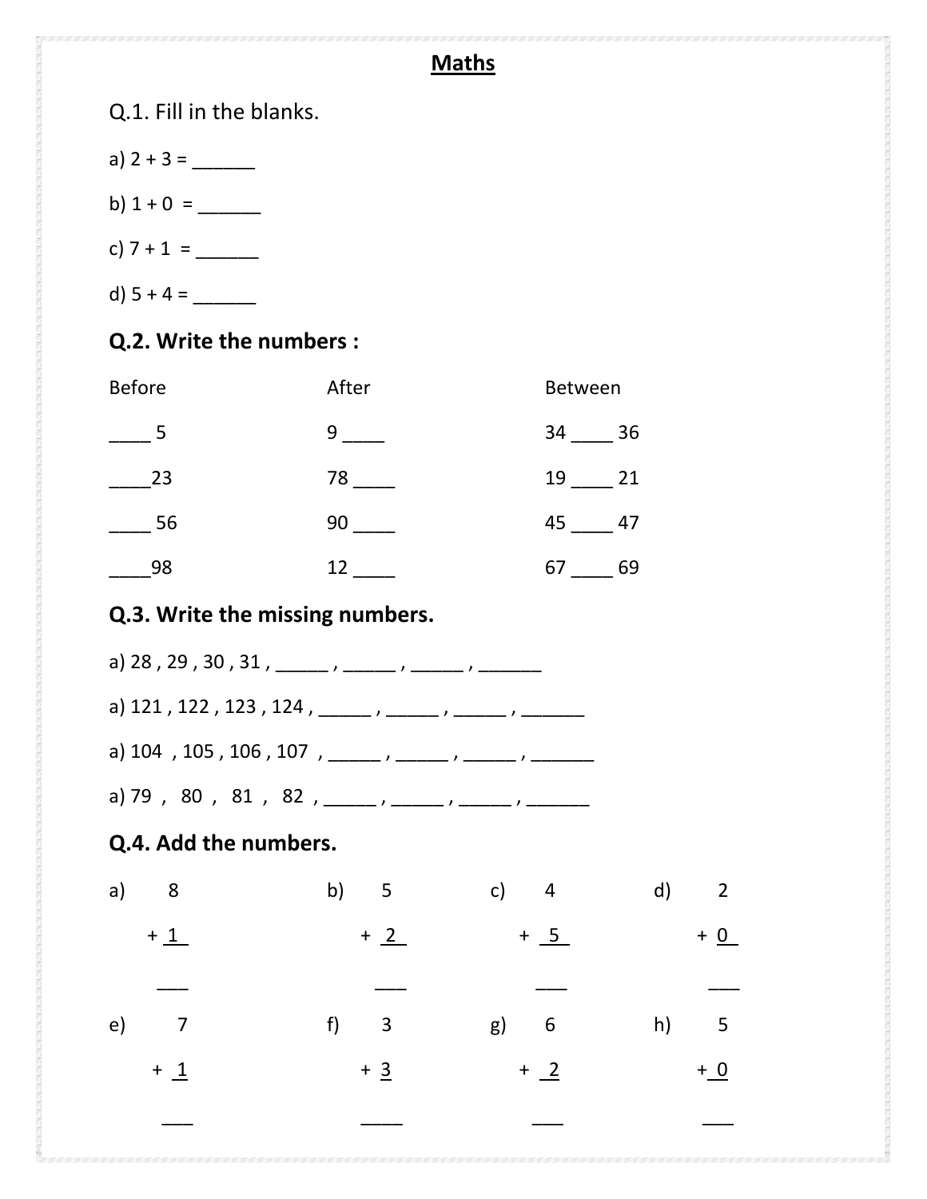# Maths

Q.1. Fill in the blanks.

a) 2 + 3 = ______

b) 1 + 0 = ______

c) 7 + 1 = ______

d) 5 + 4 = ______

**Q.2. Write the numbers :**

| Before | After | Between |
|---|---|---|
| ____ 5 | 9 ____ | 34 ____ 36 |
| ____23 | 78 ____ | 19 ____ 21 |
| ____ 56 | 90 ____ | 45 ____ 47 |
| ____98 | 12 ____ | 67 ____ 69 |

**Q.3. Write the missing numbers.**

a) 28 , 29 , 30 , 31 , _____ , _____ , _____ , ______

a) 121 , 122 , 123 , 124 , _____ , _____ , _____ , ______

a) 104 , 105 , 106 , 107 , _____ , _____ , _____ , ______

a) 79 , 80 , 81 , 82 , _____ , _____ , _____ , ______

**Q.4. Add the numbers.**

a)
```
   8
+  1
 ___
```

b)
```
   5
+  2
 ___
```

c)
```
   4
+  5
 ___
```

d)
```
   2
+  0
 ___
```

e)
```
   7
+  1
 ___
```

f)
```
   3
+  3
 ____
```

g)
```
   6
+  2
 ___
```

h)
```
   5
+  0
 ___
```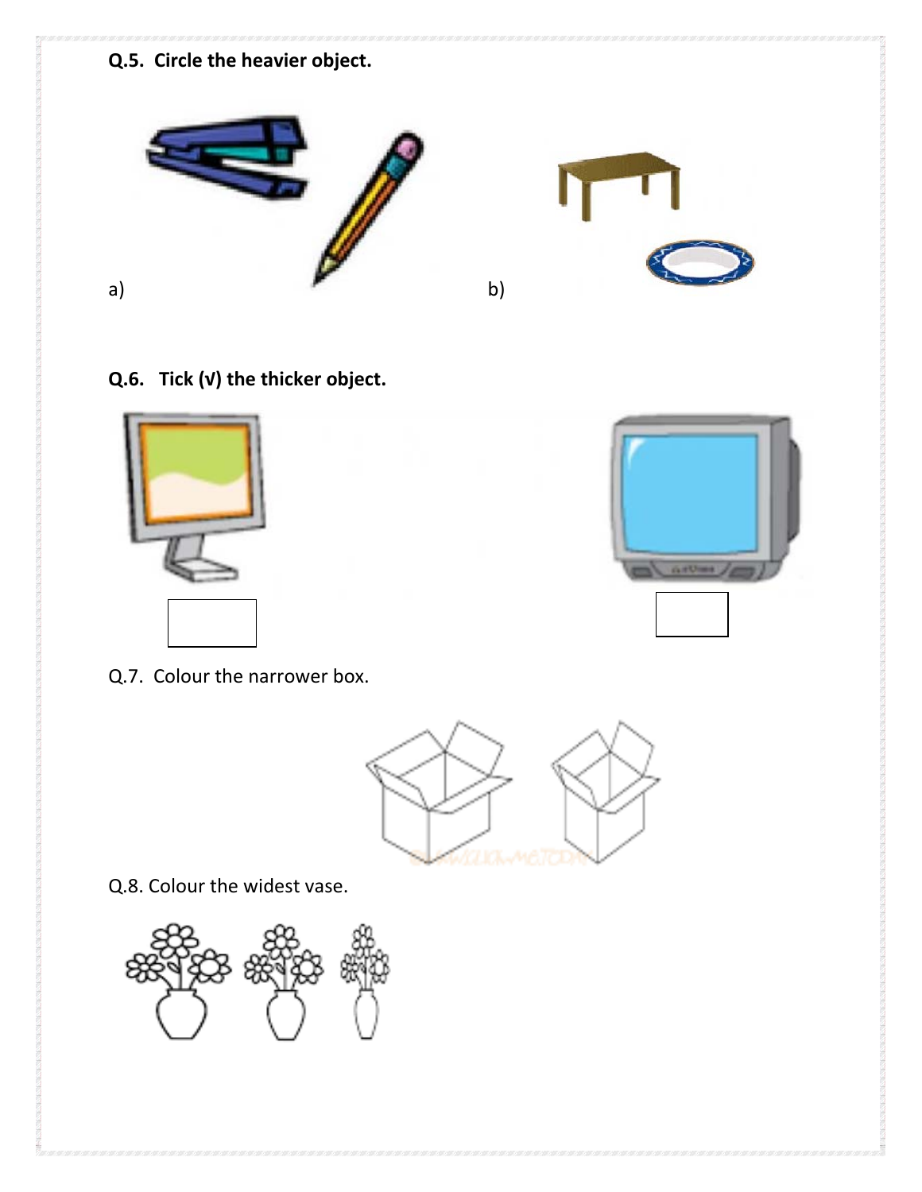**Q.5. Circle the heavier object.**

a)

b)

**Q.6. Tick (√) the thicker object.**

Q.7. Colour the narrower box.

Q.8. Colour the widest vase.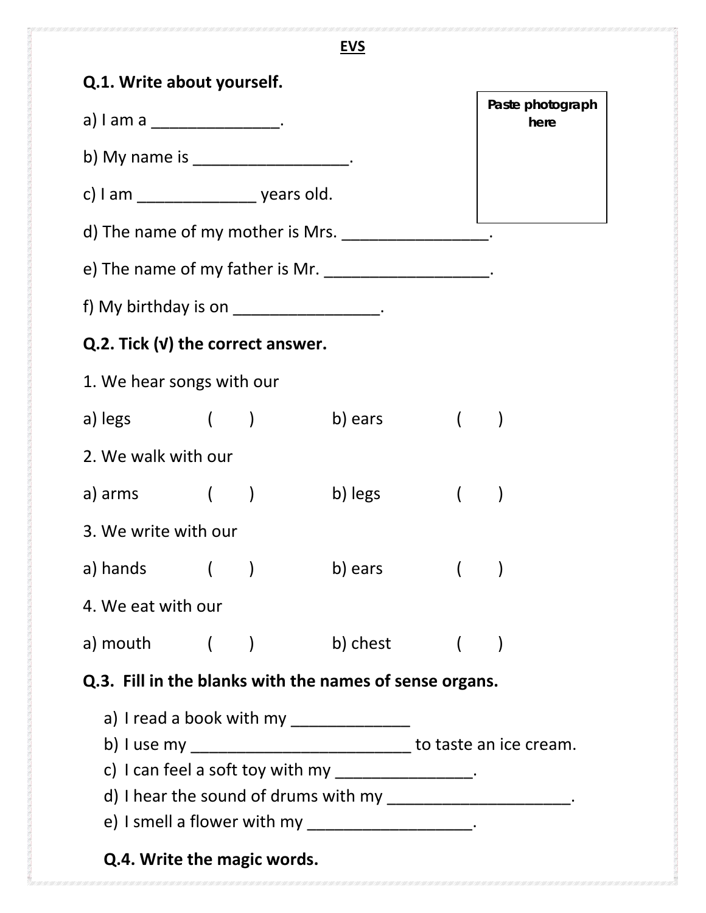# EVS

**Q.1. Write about yourself.**

Paste photograph here

a) I am a ______________.

b) My name is _________________.

c) I am _____________ years old.

d) The name of my mother is Mrs. ________________.

e) The name of my father is Mr. __________________.

f) My birthday is on ________________.

**Q.2. Tick (√) the correct answer.**

1. We hear songs with our

a) legs ( ) b) ears ( )

2. We walk with our

a) arms ( ) b) legs ( )

3. We write with our

a) hands ( ) b) ears ( )

4. We eat with our

a) mouth ( ) b) chest ( )

**Q.3. Fill in the blanks with the names of sense organs.**

a) I read a book with my _____________
b) I use my _________________________ to taste an ice cream.
c) I can feel a soft toy with my _______________.
d) I hear the sound of drums with my ____________________.
e) I smell a flower with my __________________.

**Q.4. Write the magic words.**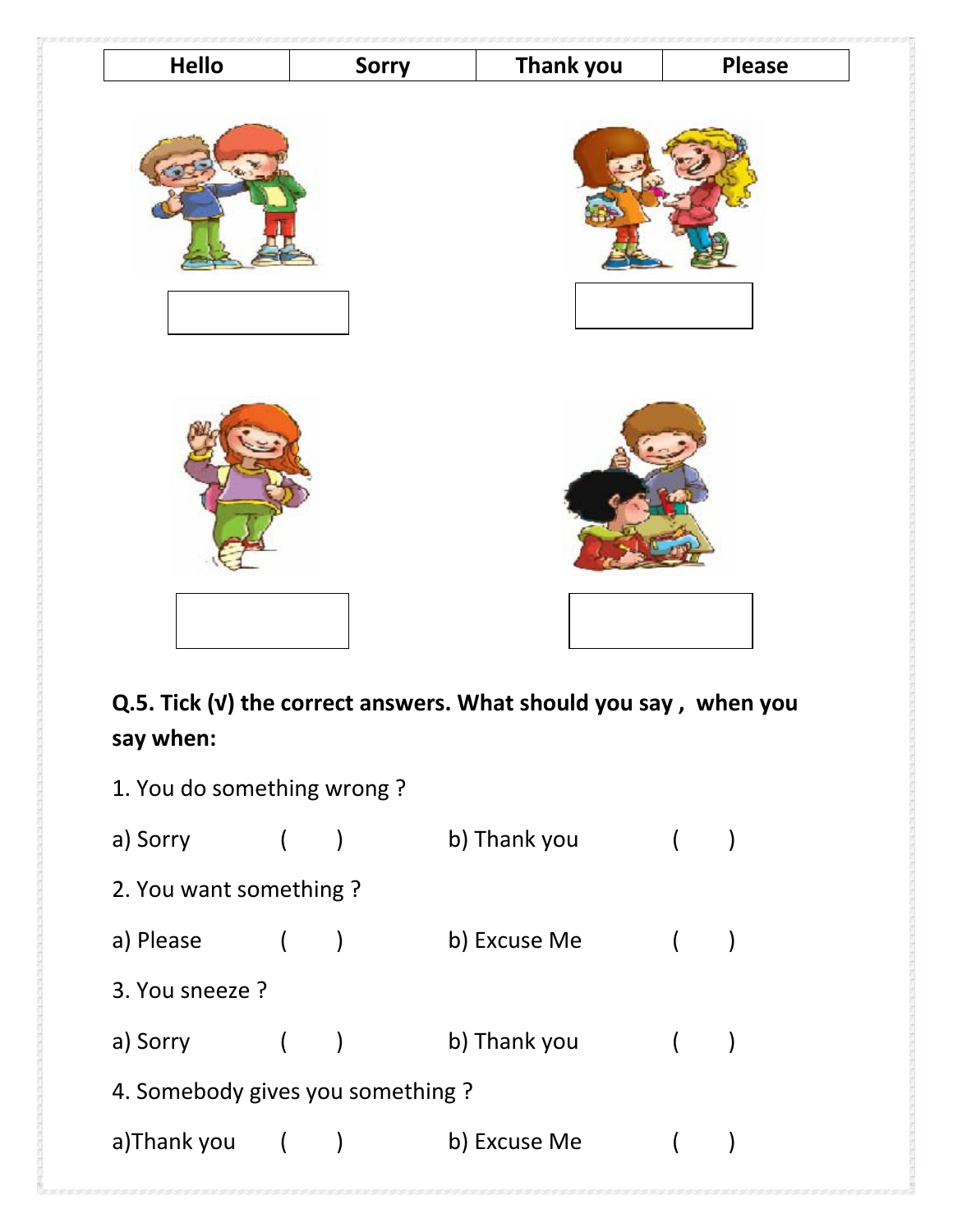| Hello | Sorry | Thank you | Please |
|---|---|---|---|

**Q.5. Tick (√) the correct answers. What should you say , when you say when:**

1. You do something wrong ?

a) Sorry ( ) b) Thank you ( )

2. You want something ?

a) Please ( ) b) Excuse Me ( )

3. You sneeze ?

a) Sorry ( ) b) Thank you ( )

4. Somebody gives you something ?

a)Thank you ( ) b) Excuse Me ( )